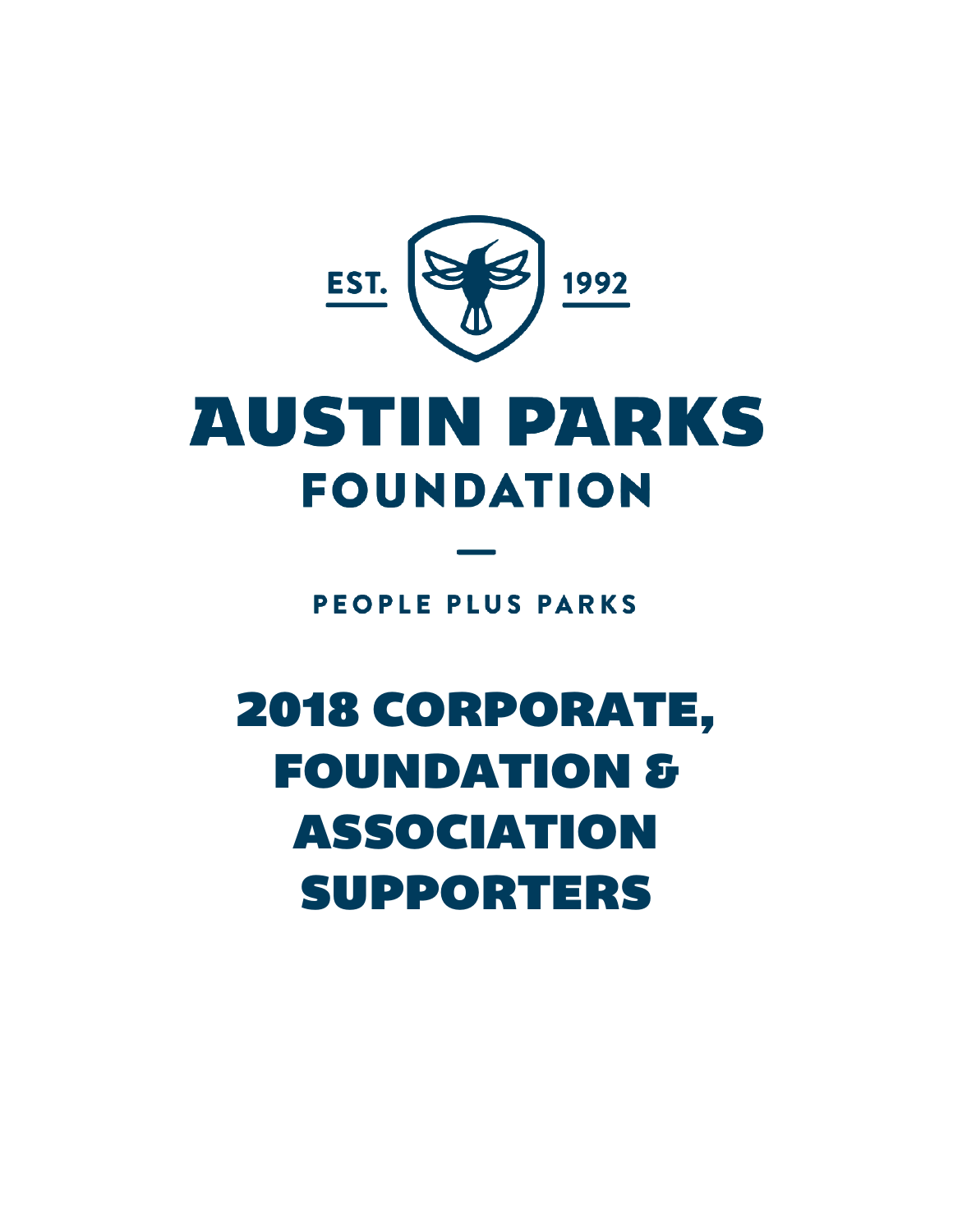EST. 1992

# AUSTIN PARKS FOUNDATION

PEOPLE PLUS PARKS

# 2018 CORPORATE, FOUNDATION & ASSOCIATION SUPPORTERS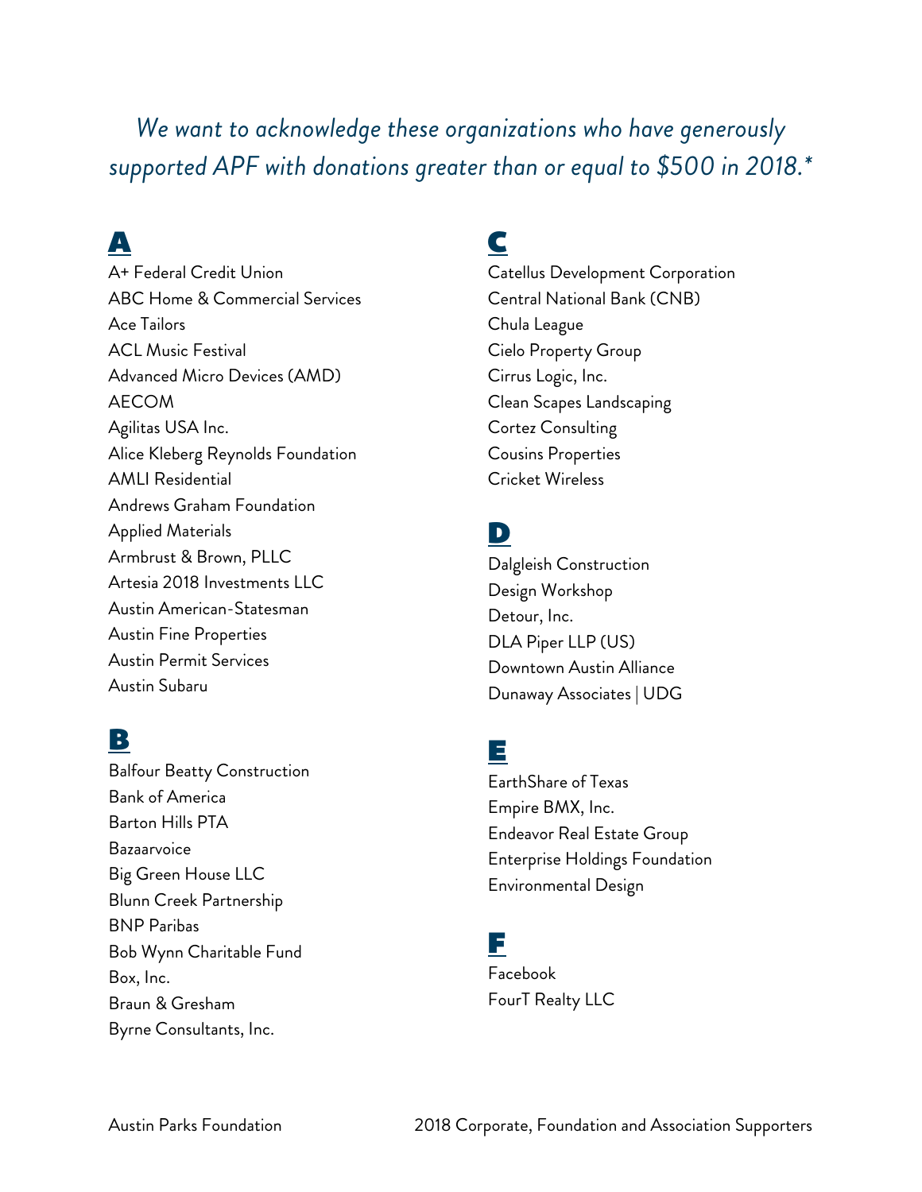*We want to acknowledge these organizations who have generously supported APF with donations greater than or equal to $500 in 2018.**

## A

A+ Federal Credit Union
ABC Home & Commercial Services
Ace Tailors
ACL Music Festival
Advanced Micro Devices (AMD)
AECOM
Agilitas USA Inc.
Alice Kleberg Reynolds Foundation
AMLI Residential
Andrews Graham Foundation
Applied Materials
Armbrust & Brown, PLLC
Artesia 2018 Investments LLC
Austin American-Statesman
Austin Fine Properties
Austin Permit Services
Austin Subaru

## B

Balfour Beatty Construction
Bank of America
Barton Hills PTA
Bazaarvoice
Big Green House LLC
Blunn Creek Partnership
BNP Paribas
Bob Wynn Charitable Fund
Box, Inc.
Braun & Gresham
Byrne Consultants, Inc.

## C

Catellus Development Corporation
Central National Bank (CNB)
Chula League
Cielo Property Group
Cirrus Logic, Inc.
Clean Scapes Landscaping
Cortez Consulting
Cousins Properties
Cricket Wireless

## D

Dalgleish Construction
Design Workshop
Detour, Inc.
DLA Piper LLP (US)
Downtown Austin Alliance
Dunaway Associates | UDG

## E

EarthShare of Texas
Empire BMX, Inc.
Endeavor Real Estate Group
Enterprise Holdings Foundation
Environmental Design

## F

Facebook
FourT Realty LLC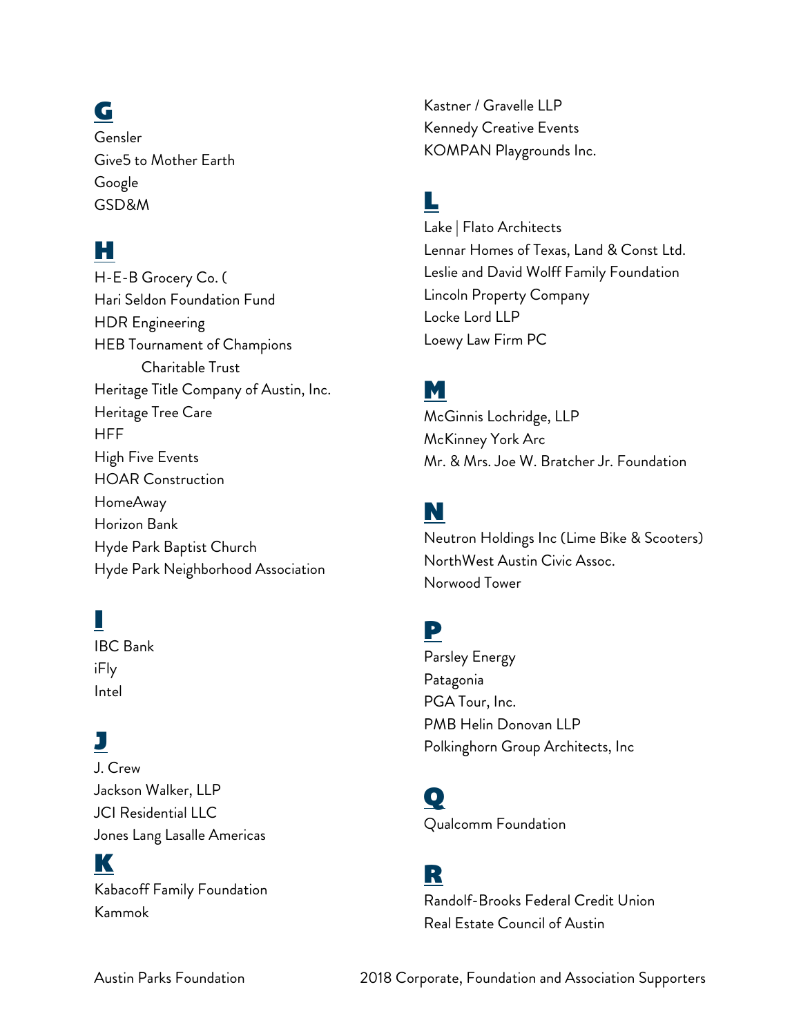## G

Gensler
Give5 to Mother Earth
Google
GSD&M

## H

H-E-B Grocery Co. (
Hari Seldon Foundation Fund
HDR Engineering
HEB Tournament of Champions Charitable Trust
Heritage Title Company of Austin, Inc.
Heritage Tree Care
HFF
High Five Events
HOAR Construction
HomeAway
Horizon Bank
Hyde Park Baptist Church
Hyde Park Neighborhood Association

## I

IBC Bank
iFly
Intel

## J

J. Crew
Jackson Walker, LLP
JCI Residential LLC
Jones Lang Lasalle Americas

## K

Kabacoff Family Foundation
Kammok
Kastner / Gravelle LLP
Kennedy Creative Events
KOMPAN Playgrounds Inc.

## L

Lake | Flato Architects
Lennar Homes of Texas, Land & Const Ltd.
Leslie and David Wolff Family Foundation
Lincoln Property Company
Locke Lord LLP
Loewy Law Firm PC

## M

McGinnis Lochridge, LLP
McKinney York Arc
Mr. & Mrs. Joe W. Bratcher Jr. Foundation

## N

Neutron Holdings Inc (Lime Bike & Scooters)
NorthWest Austin Civic Assoc.
Norwood Tower

## P

Parsley Energy
Patagonia
PGA Tour, Inc.
PMB Helin Donovan LLP
Polkinghorn Group Architects, Inc

## Q

Qualcomm Foundation

## R

Randolf-Brooks Federal Credit Union
Real Estate Council of Austin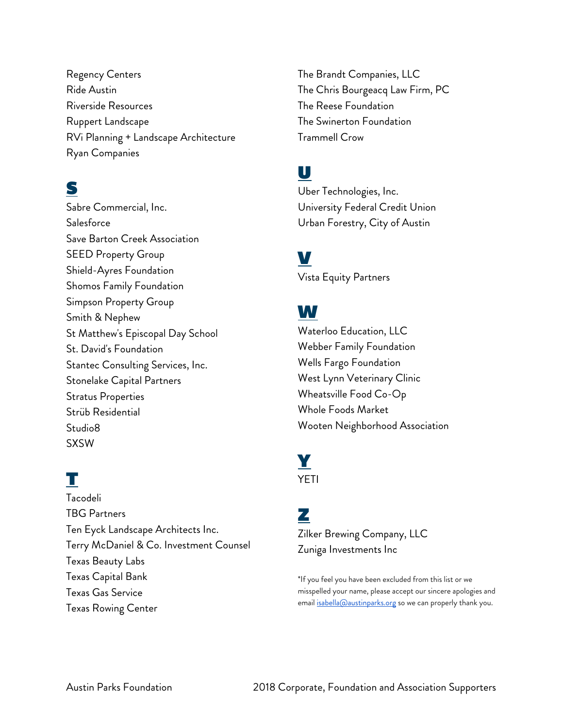Regency Centers
Ride Austin
Riverside Resources
Ruppert Landscape
RVi Planning + Landscape Architecture
Ryan Companies

## S

Sabre Commercial, Inc.
Salesforce
Save Barton Creek Association
SEED Property Group
Shield-Ayres Foundation
Shomos Family Foundation
Simpson Property Group
Smith & Nephew
St Matthew's Episcopal Day School
St. David's Foundation
Stantec Consulting Services, Inc.
Stonelake Capital Partners
Stratus Properties
Strüb Residential
Studio8
SXSW

## T

Tacodeli
TBG Partners
Ten Eyck Landscape Architects Inc.
Terry McDaniel & Co. Investment Counsel
Texas Beauty Labs
Texas Capital Bank
Texas Gas Service
Texas Rowing Center
The Brandt Companies, LLC
The Chris Bourgeacq Law Firm, PC
The Reese Foundation
The Swinerton Foundation
Trammell Crow

## U

Uber Technologies, Inc.
University Federal Credit Union
Urban Forestry, City of Austin

## V

Vista Equity Partners

## W

Waterloo Education, LLC
Webber Family Foundation
Wells Fargo Foundation
West Lynn Veterinary Clinic
Wheatsville Food Co-Op
Whole Foods Market
Wooten Neighborhood Association

## Y

YETI

## Z

Zilker Brewing Company, LLC
Zuniga Investments Inc

*If you feel you have been excluded from this list or we misspelled your name, please accept our sincere apologies and email isabella@austinparks.org so we can properly thank you.